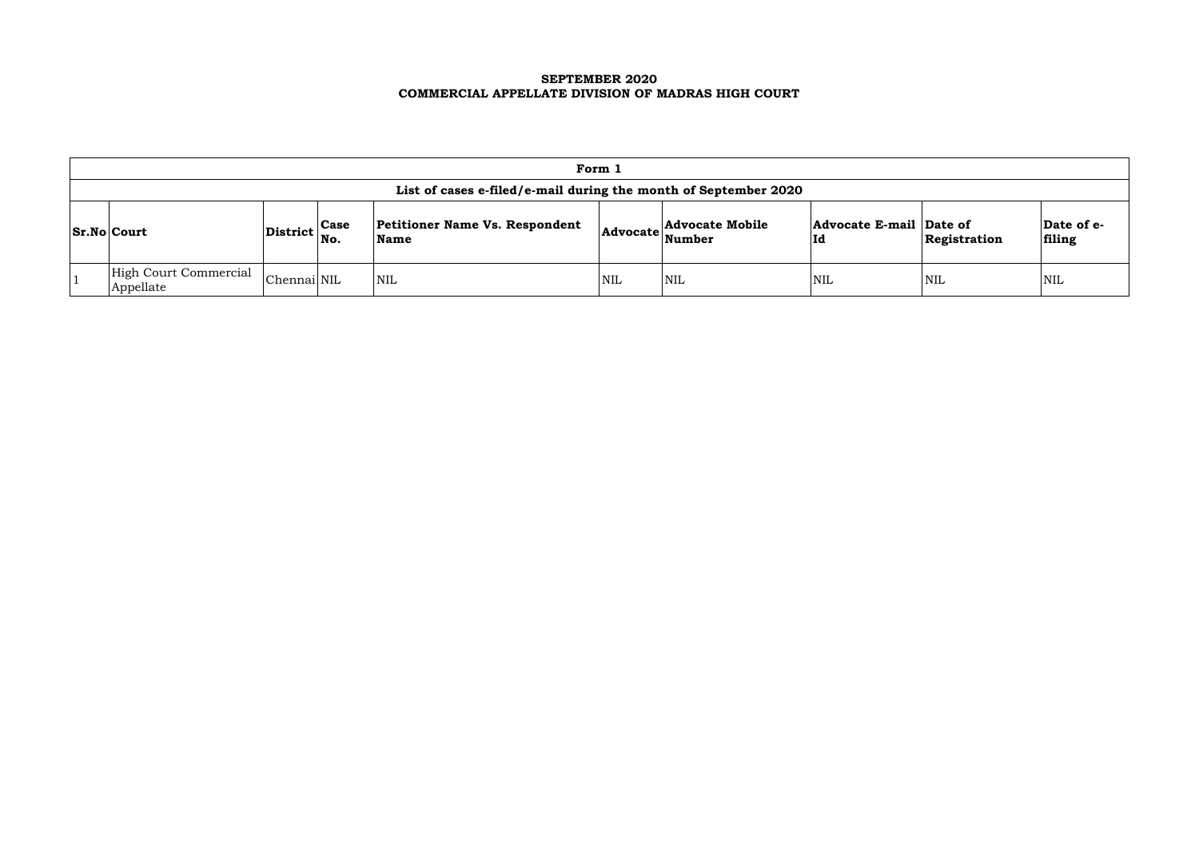**SEPTEMBER 2020**
**COMMERCIAL APPELLATE DIVISION OF MADRAS HIGH COURT**

| **Form 1** | | | | | | | | | |
|---|---|---|---|---|---|---|---|---|---|
| **List of cases e-filed/e-mail during the month of September 2020** | | | | | | | | | |
| **Sr.No** | **Court** | **District** | **Case No.** | **Petitioner Name Vs. Respondent Name** | **Advocate** | **Advocate Mobile Number** | **Advocate E-mail Id** | **Date of Registration** | **Date of e-filing** |
| 1 | High Court Commercial Appellate | Chennai | NIL | NIL | NIL | NIL | NIL | NIL | NIL |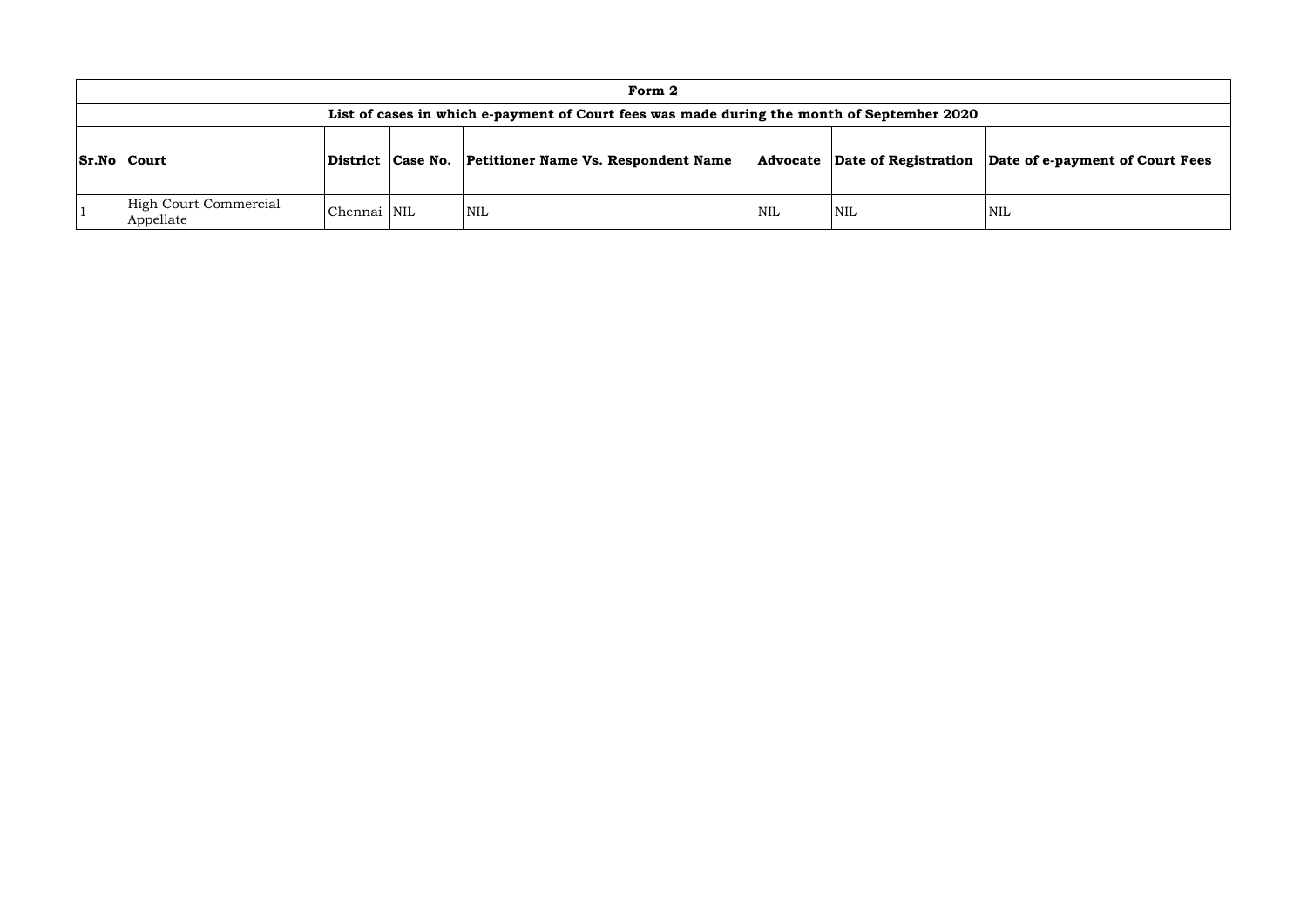| Form 2 | | | | | | | |
|---|---|---|---|---|---|---|---|
| **List of cases in which e-payment of Court fees was made during the month of September 2020** | | | | | | | |
| **Sr.No** | **Court** | **District** | **Case No.** | **Petitioner Name Vs. Respondent Name** | **Advocate** | **Date of Registration** | **Date of e-payment of Court Fees** |
| 1 | High Court Commercial Appellate | Chennai | NIL | NIL | NIL | NIL | NIL |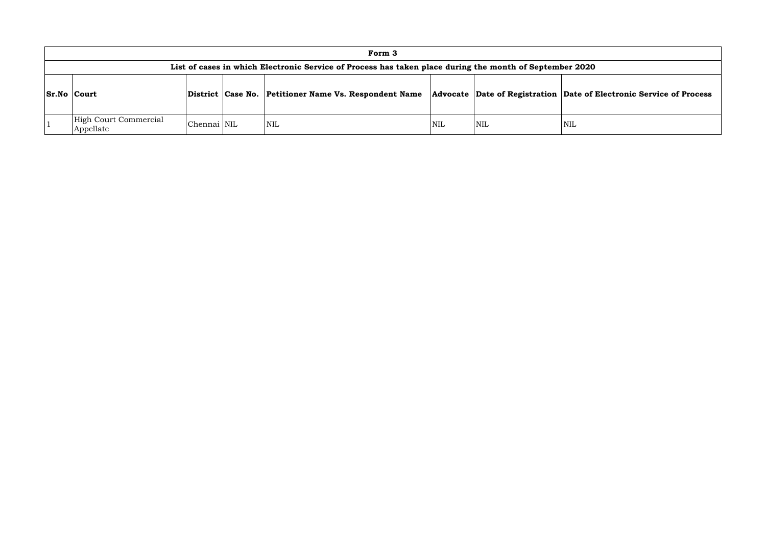| Form 3 | | | | | | | |
|---|---|---|---|---|---|---|---|
| **List of cases in which Electronic Service of Process has taken place during the month of September 2020** | | | | | | | |
| **Sr.No** | **Court** | **District** | **Case No.** | **Petitioner Name Vs. Respondent Name** | **Advocate** | **Date of Registration** | **Date of Electronic Service of Process** |
| 1 | High Court Commercial Appellate | Chennai | NIL | NIL | NIL | NIL | NIL |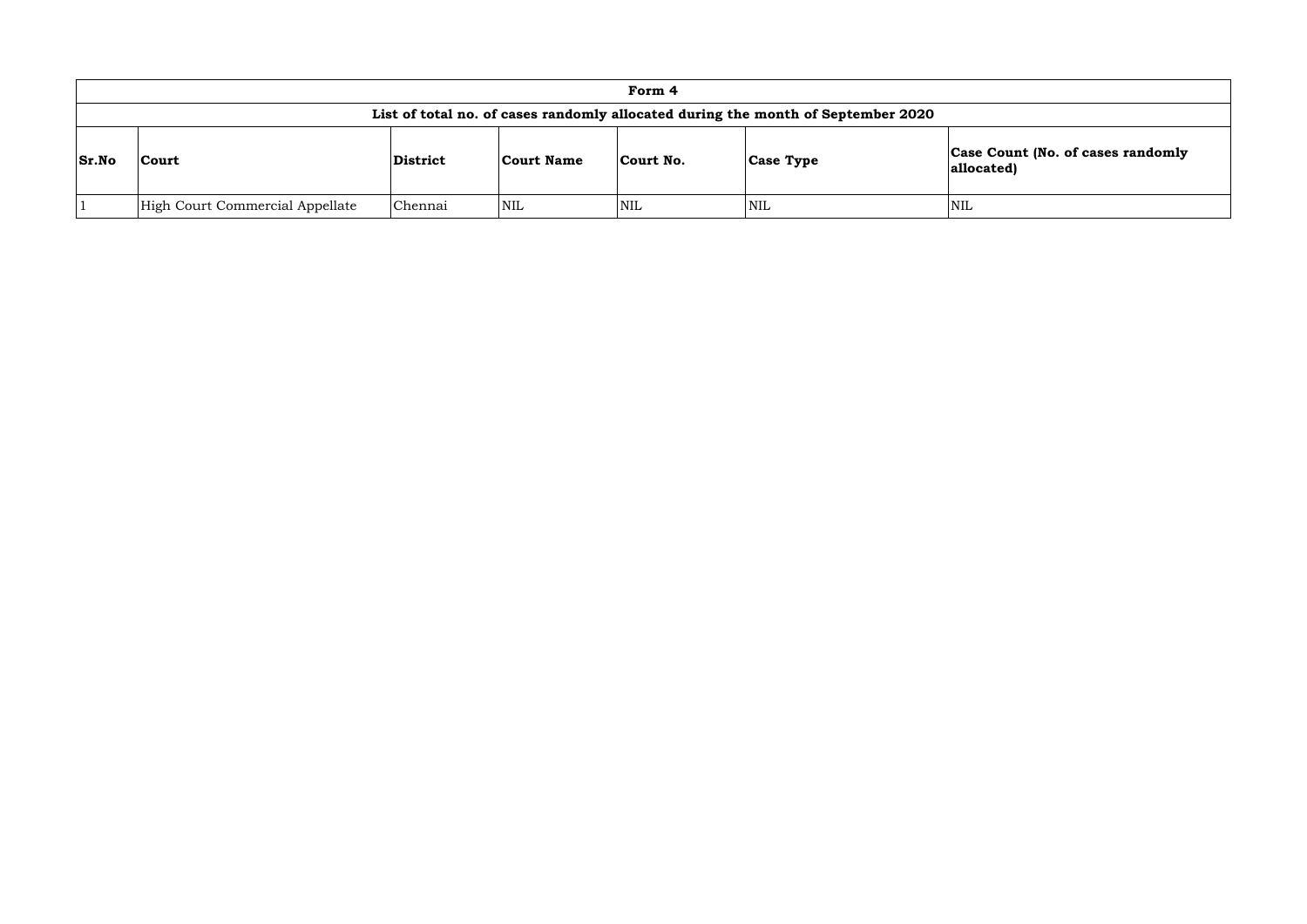| Form 4 | | | | | | |
|---|---|---|---|---|---|---|
| **List of total no. of cases randomly allocated during the month of September 2020** | | | | | | |
| **Sr.No** | **Court** | **District** | **Court Name** | **Court No.** | **Case Type** | **Case Count (No. of cases randomly allocated)** |
| 1 | High Court Commercial Appellate | Chennai | NIL | NIL | NIL | NIL |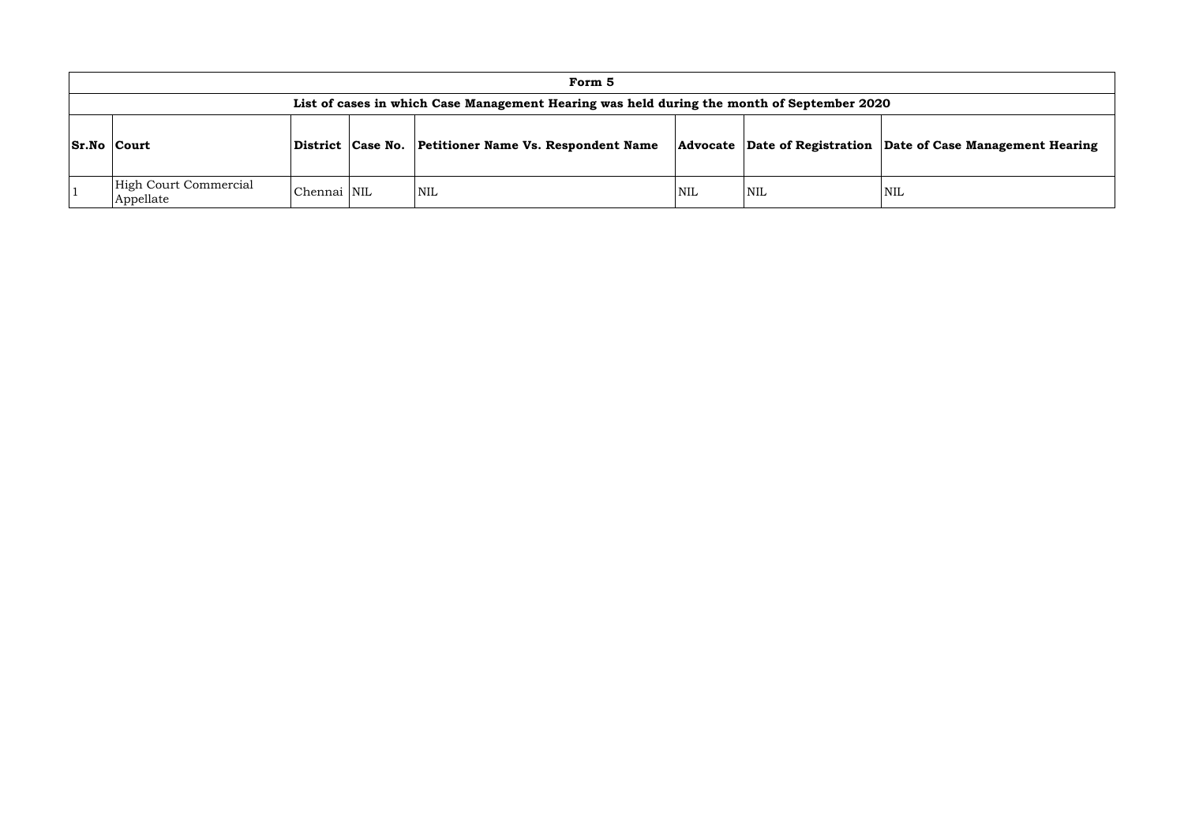# Form 5

## List of cases in which Case Management Hearing was held during the month of September 2020

| Sr.No | Court | District | Case No. | Petitioner Name Vs. Respondent Name | Advocate | Date of Registration | Date of Case Management Hearing |
|---|---|---|---|---|---|---|---|
| 1 | High Court Commercial Appellate | Chennai | NIL | NIL | NIL | NIL | NIL |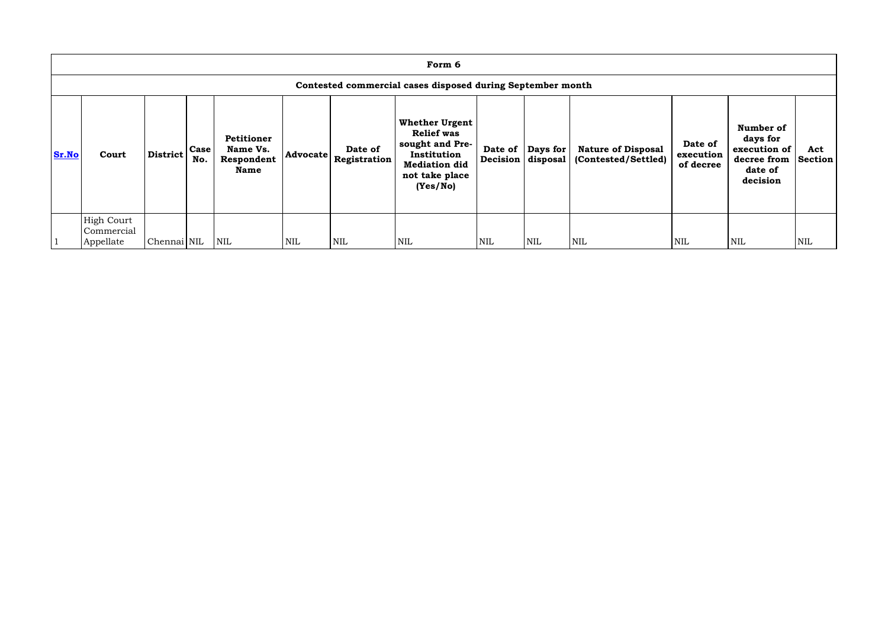# Form 6

## Contested commercial cases disposed during September month

| Sr.No | Court | District | Case No. | Petitioner Name Vs. Respondent Name | Advocate | Date of Registration | Whether Urgent Relief was sought and Pre-Institution Mediation did not take place (Yes/No) | Date of Decision | Days for disposal | Nature of Disposal (Contested/Settled) | Date of execution of decree | Number of days for execution of decree from date of decision | Act Section |
|---|---|---|---|---|---|---|---|---|---|---|---|---|---|
| 1 | High Court Commercial Appellate | Chennai | NIL | NIL | NIL | NIL | NIL | NIL | NIL | NIL | NIL | NIL | NIL |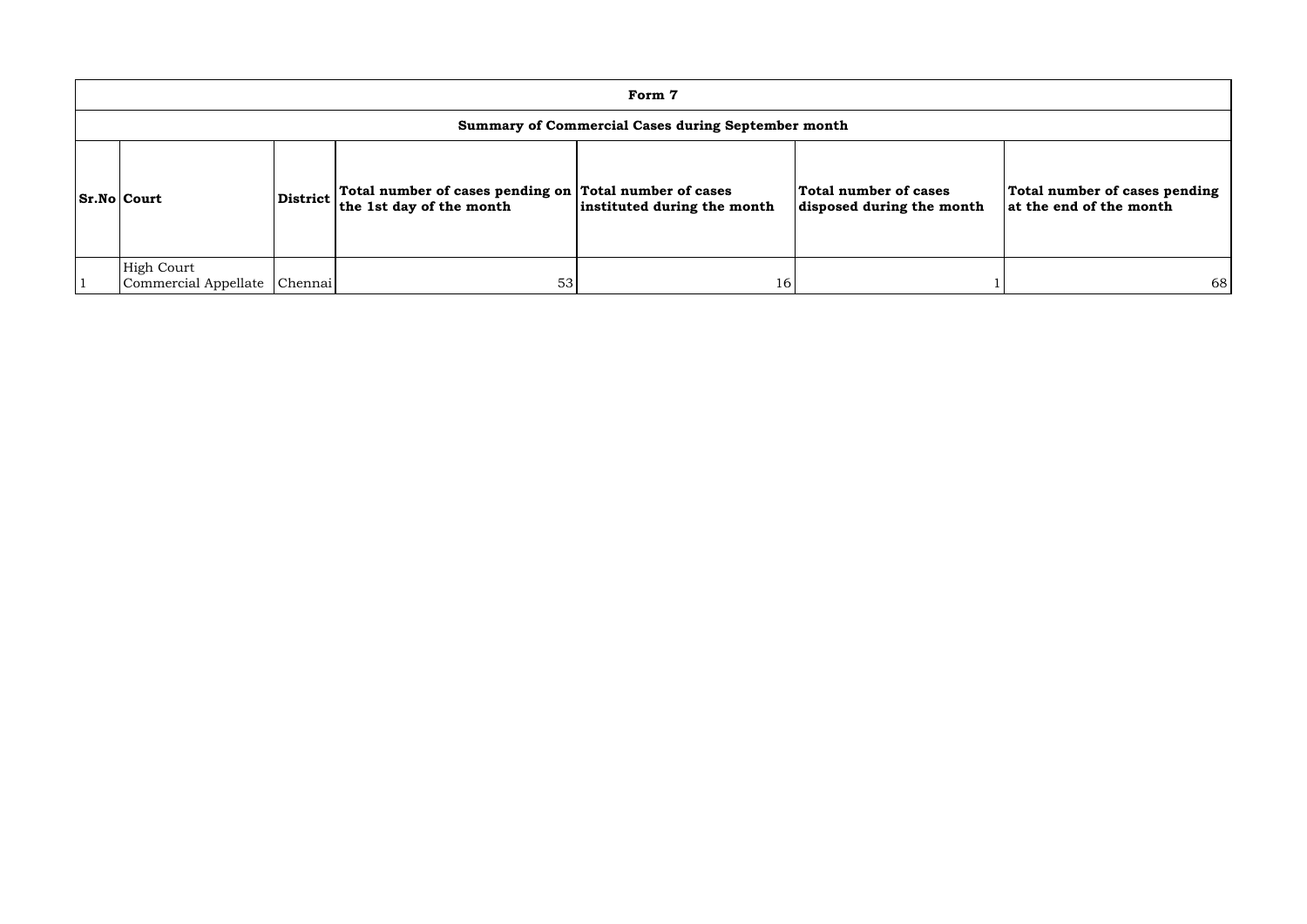| Form 7 | | | | | | |
|---|---|---|---|---|---|---|
| **Summary of Commercial Cases during September month** | | | | | | |
| **Sr.No** | **Court** | **District** | **Total number of cases pending on the 1st day of the month** | **Total number of cases instituted during the month** | **Total number of cases disposed during the month** | **Total number of cases pending at the end of the month** |
| 1 | High Court Commercial Appellate | Chennai | 53 | 16 | 1 | 68 |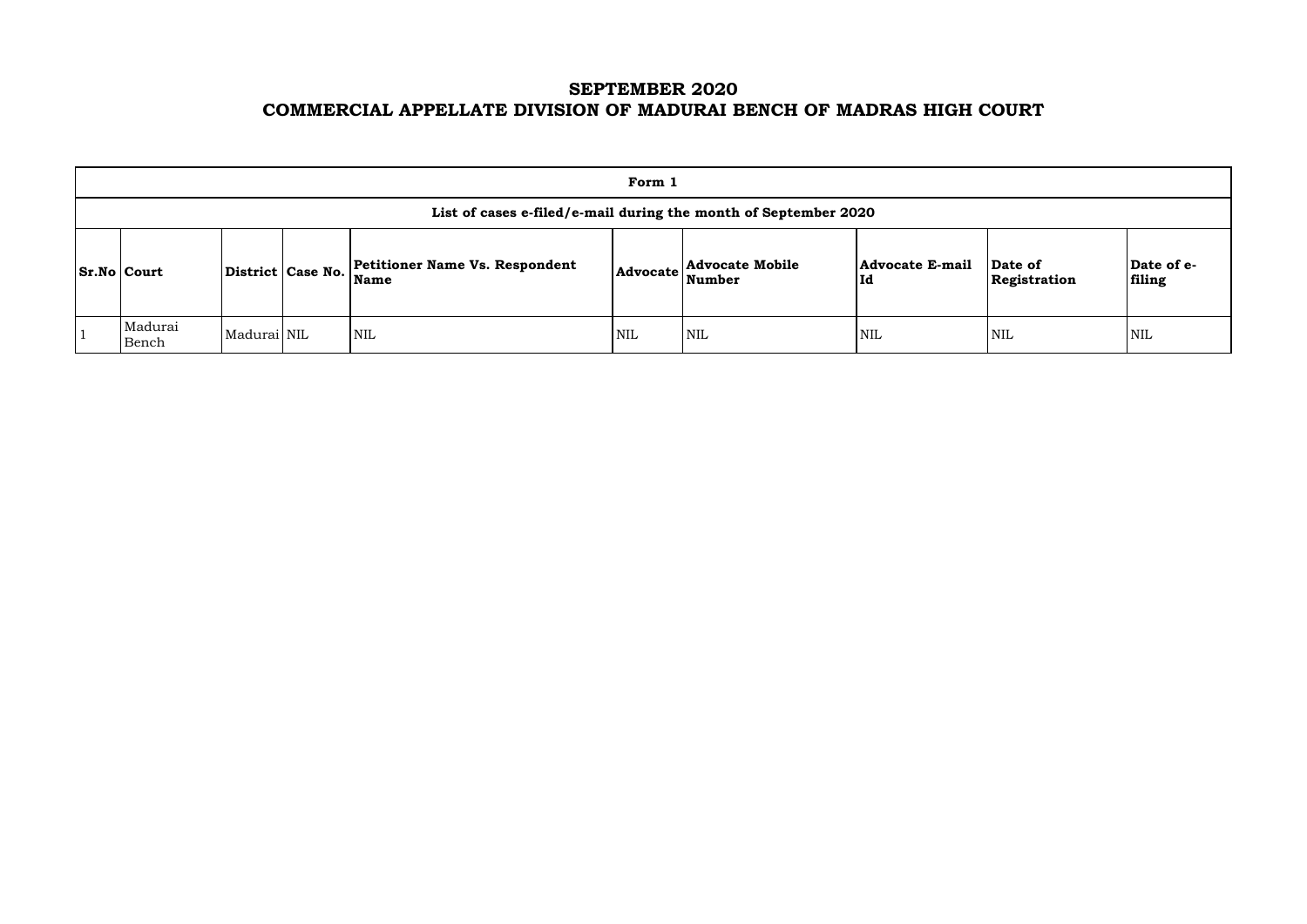# SEPTEMBER 2020
# COMMERCIAL APPELLATE DIVISION OF MADURAI BENCH OF MADRAS HIGH COURT

| Form 1 | | | | | | | | | |
|---|---|---|---|---|---|---|---|---|---|
| **List of cases e-filed/e-mail during the month of September 2020** | | | | | | | | | |
| **Sr.No** | **Court** | **District** | **Case No.** | **Petitioner Name Vs. Respondent Name** | **Advocate** | **Advocate Mobile Number** | **Advocate E-mail Id** | **Date of Registration** | **Date of e-filing** |
| 1 | Madurai Bench | Madurai | NIL | NIL | NIL | NIL | NIL | NIL | NIL |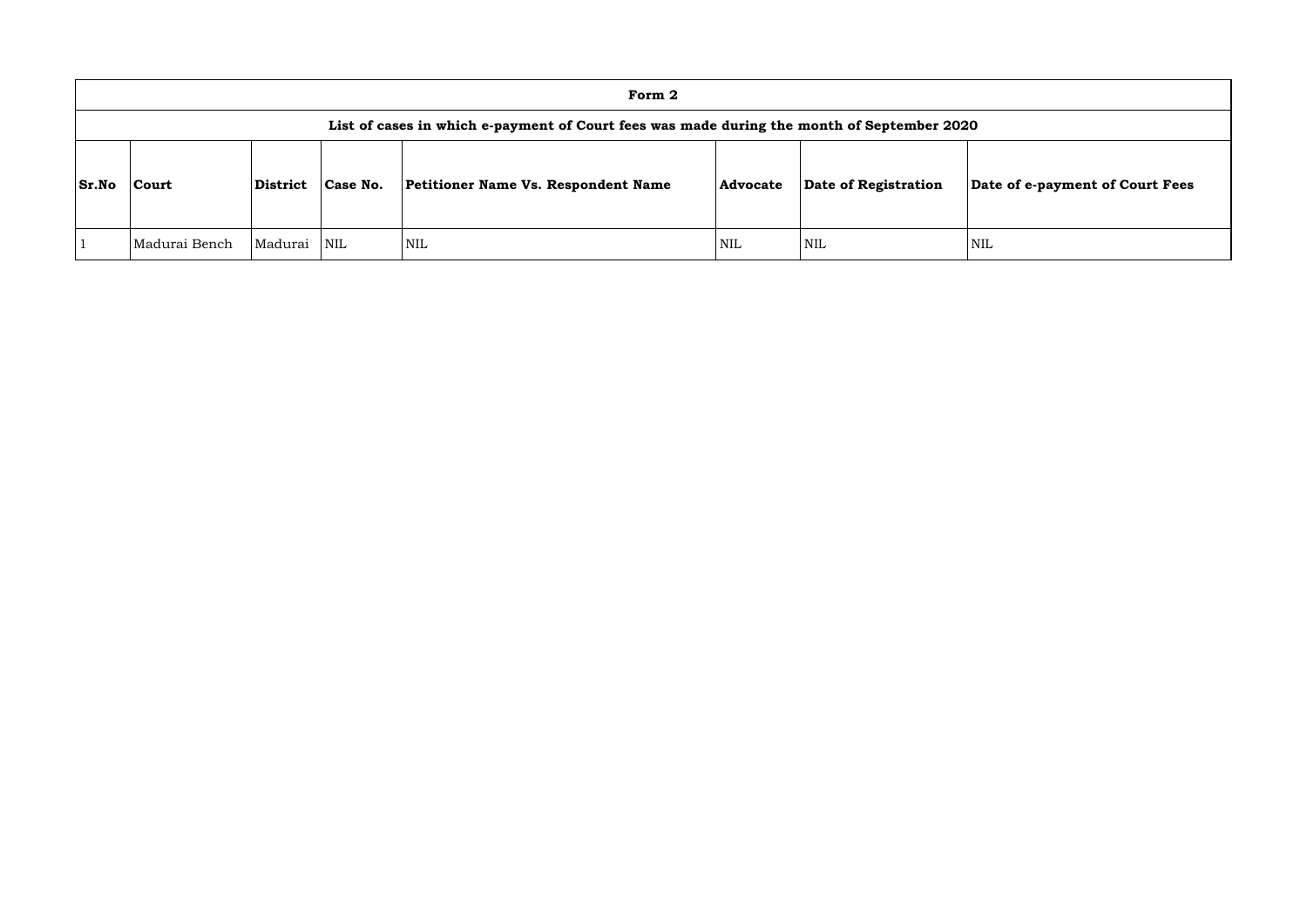## Form 2

### List of cases in which e-payment of Court fees was made during the month of September 2020

| Sr.No | Court | District | Case No. | Petitioner Name Vs. Respondent Name | Advocate | Date of Registration | Date of e-payment of Court Fees |
|---|---|---|---|---|---|---|---|
| 1 | Madurai Bench | Madurai | NIL | NIL | NIL | NIL | NIL |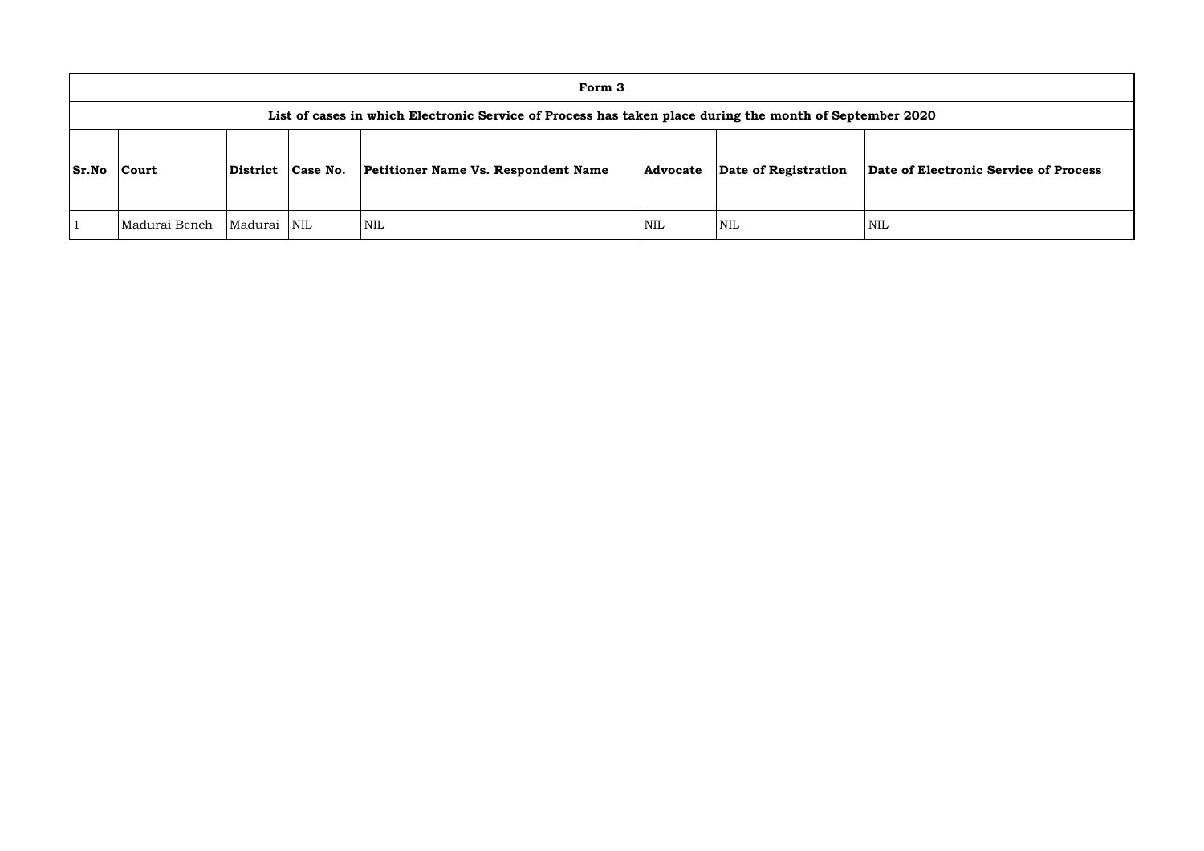# Form 3

## List of cases in which Electronic Service of Process has taken place during the month of September 2020

| Sr.No | Court | District | Case No. | Petitioner Name Vs. Respondent Name | Advocate | Date of Registration | Date of Electronic Service of Process |
|---|---|---|---|---|---|---|---|
| 1 | Madurai Bench | Madurai | NIL | NIL | NIL | NIL | NIL |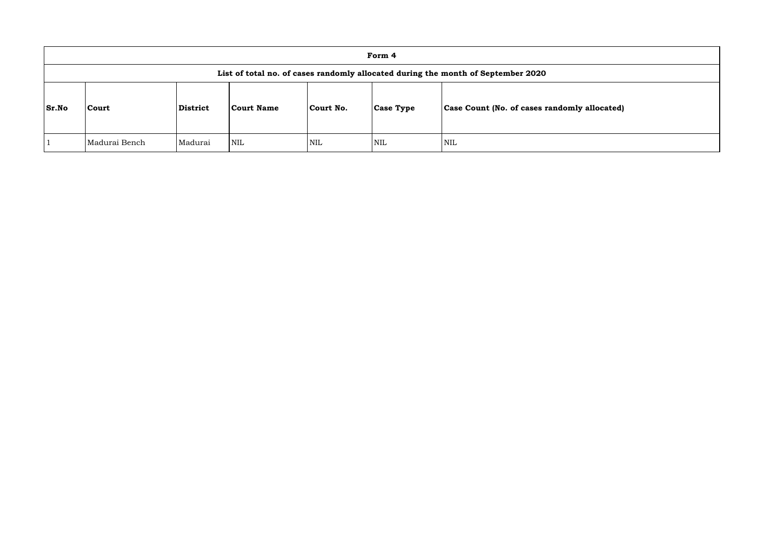## Form 4

### List of total no. of cases randomly allocated during the month of September 2020

| Sr.No | Court | District | Court Name | Court No. | Case Type | Case Count (No. of cases randomly allocated) |
|---|---|---|---|---|---|---|
| 1 | Madurai Bench | Madurai | NIL | NIL | NIL | NIL |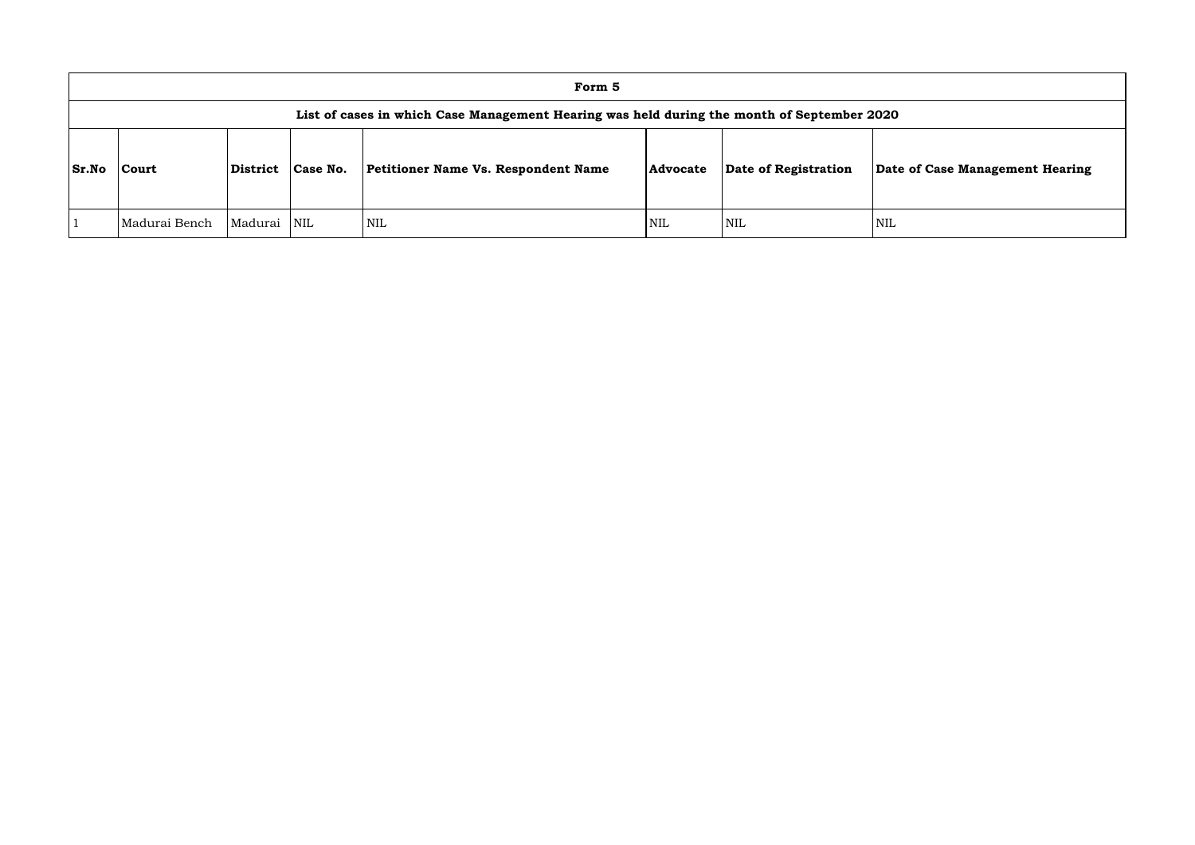# Form 5

## List of cases in which Case Management Hearing was held during the month of September 2020

| Sr.No | Court | District | Case No. | Petitioner Name Vs. Respondent Name | Advocate | Date of Registration | Date of Case Management Hearing |
|---|---|---|---|---|---|---|---|
| 1 | Madurai Bench | Madurai | NIL | NIL | NIL | NIL | NIL |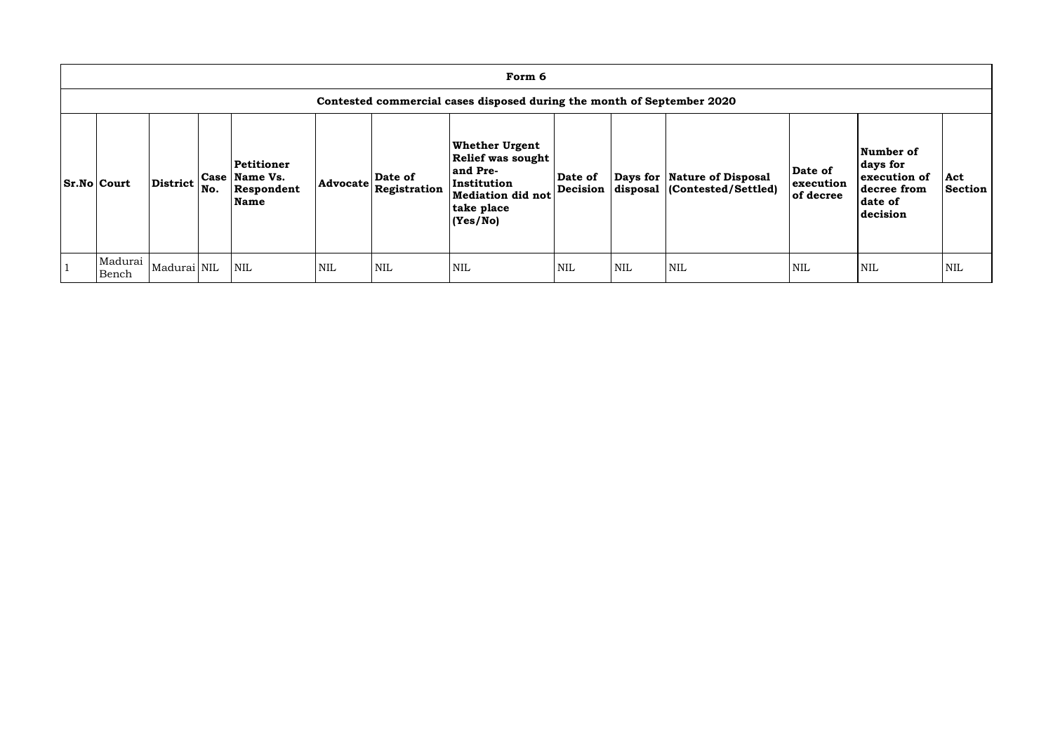## Form 6

### Contested commercial cases disposed during the month of September 2020

| Sr.No | Court | District | Case No. | Petitioner Name Vs. Respondent Name | Advocate | Date of Registration | Whether Urgent Relief was sought and Pre-Institution Mediation did not take place (Yes/No) | Date of Decision | Days for disposal | Nature of Disposal (Contested/Settled) | Date of execution of decree | Number of days for execution of decree from date of decision | Act Section |
|---|---|---|---|---|---|---|---|---|---|---|---|---|---|
| 1 | Madurai Bench | Madurai | NIL | NIL | NIL | NIL | NIL | NIL | NIL | NIL | NIL | NIL | NIL |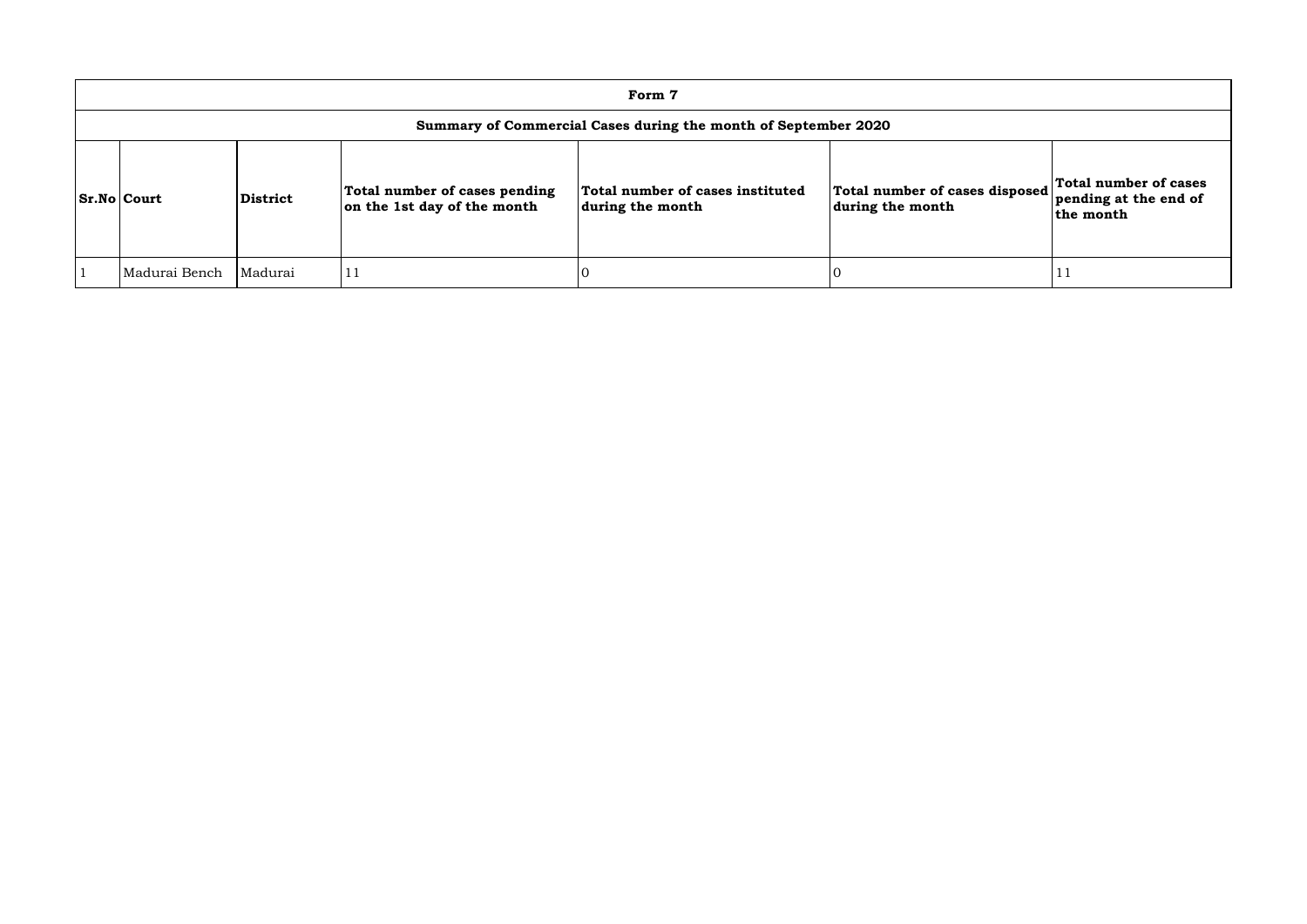| Form 7 | | | | | | |
|---|---|---|---|---|---|---|
| **Summary of Commercial Cases during the month of September 2020** | | | | | | |
| **Sr.No** | **Court** | **District** | **Total number of cases pending on the 1st day of the month** | **Total number of cases instituted during the month** | **Total number of cases disposed during the month** | **Total number of cases pending at the end of the month** |
| 1 | Madurai Bench | Madurai | 11 | 0 | 0 | 11 |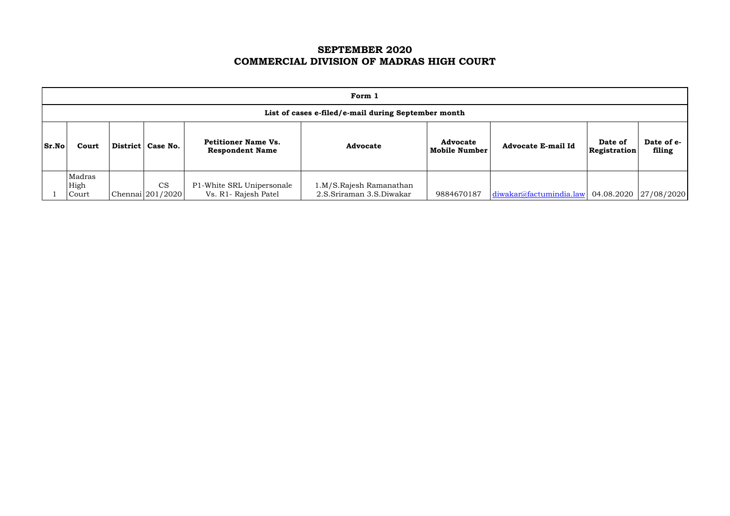# SEPTEMBER 2020
# COMMERCIAL DIVISION OF MADRAS HIGH COURT

| Form 1 | | | | | | | | | |
|---|---|---|---|---|---|---|---|---|---|
| **List of cases e-filed/e-mail during September month** | | | | | | | | | |
| **Sr.No** | **Court** | **District** | **Case No.** | **Petitioner Name Vs. Respondent Name** | **Advocate** | **Advocate Mobile Number** | **Advocate E-mail Id** | **Date of Registration** | **Date of e-filing** |
| 1 | Madras High Court | Chennai | CS 201/2020 | P1-White SRL Unipersonale Vs. R1- Rajesh Patel | 1.M/S.Rajesh Ramanathan 2.S.Sriraman 3.S.Diwakar | 9884670187 | diwakar@factumindia.law | 04.08.2020 | 27/08/2020 |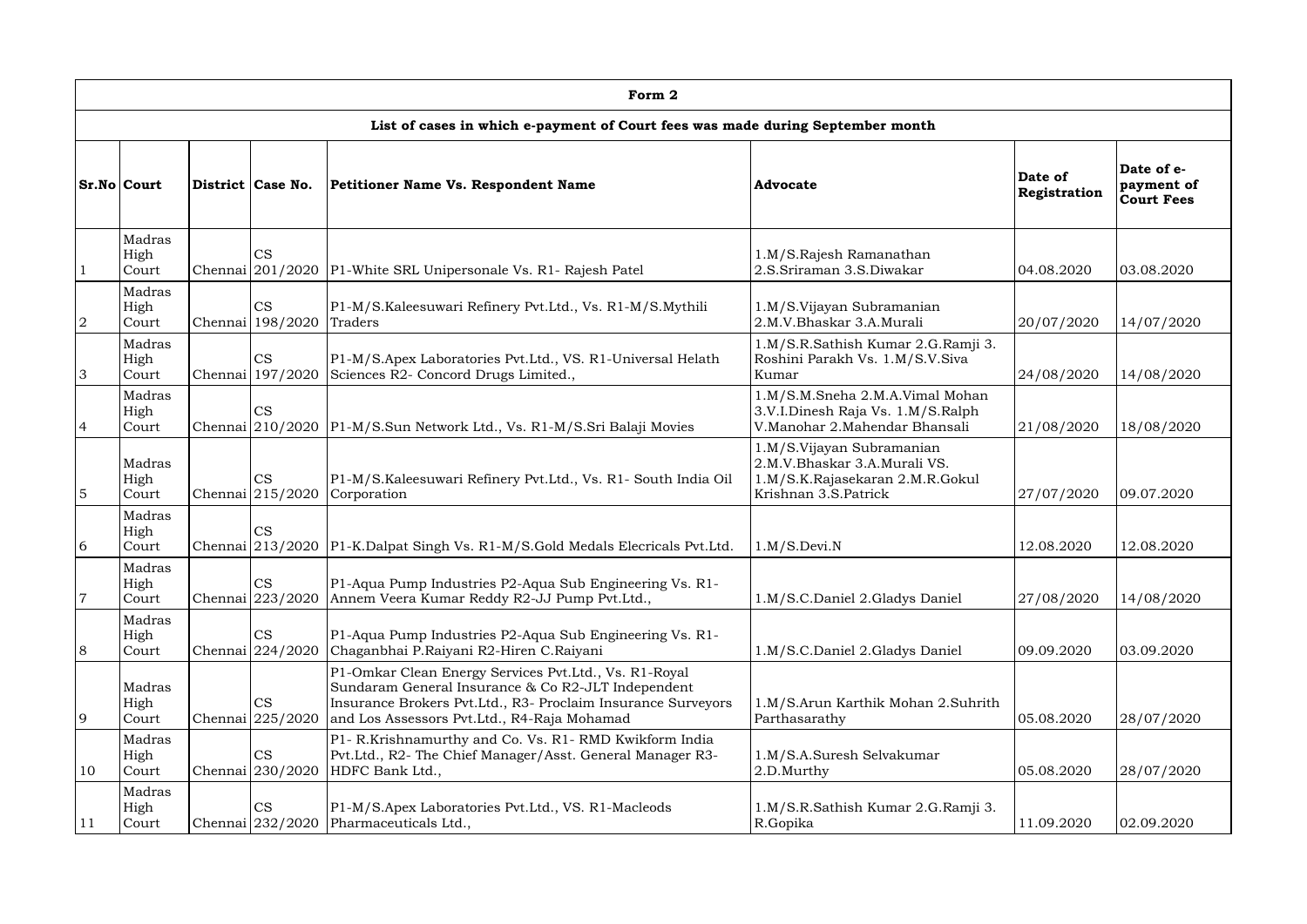| Form 2 | | | | | | | |
|---|---|---|---|---|---|---|---|
| **List of cases in which e-payment of Court fees was made during September month** | | | | | | | |
| **Sr.No** | **Court** | **District** | **Case No.** | **Petitioner Name Vs. Respondent Name** | **Advocate** | **Date of Registration** | **Date of e-payment of Court Fees** |
| 1 | Madras High Court | Chennai | CS 201/2020 | P1-White SRL Unipersonale Vs. R1- Rajesh Patel | 1.M/S.Rajesh Ramanathan 2.S.Sriraman 3.S.Diwakar | 04.08.2020 | 03.08.2020 |
| 2 | Madras High Court | Chennai | CS 198/2020 | P1-M/S.Kaleesuwari Refinery Pvt.Ltd., Vs. R1-M/S.Mythili Traders | 1.M/S.Vijayan Subramanian 2.M.V.Bhaskar 3.A.Murali | 20/07/2020 | 14/07/2020 |
| 3 | Madras High Court | Chennai | CS 197/2020 | P1-M/S.Apex Laboratories Pvt.Ltd., VS. R1-Universal Helath Sciences R2- Concord Drugs Limited., | 1.M/S.R.Sathish Kumar 2.G.Ramji 3. Roshini Parakh Vs. 1.M/S.S.V.Siva Kumar | 24/08/2020 | 14/08/2020 |
| 4 | Madras High Court | Chennai | CS 210/2020 | P1-M/S.Sun Network Ltd., Vs. R1-M/S.Sri Balaji Movies | 1.M/S.M.Sneha 2.M.A.Vimal Mohan 3.V.I.Dinesh Raja Vs. 1.M/S.Ralph V.Manohar 2.Mahendar Bhansali | 21/08/2020 | 18/08/2020 |
| 5 | Madras High Court | Chennai | CS 215/2020 | P1-M/S.Kaleesuwari Refinery Pvt.Ltd., Vs. R1- South India Oil Corporation | 1.M/S.Vijayan Subramanian 2.M.V.Bhaskar 3.A.Murali VS. 1.M/S.K.Rajasekaran 2.M.R.Gokul Krishnan 3.S.Patrick | 27/07/2020 | 09.07.2020 |
| 6 | Madras High Court | Chennai | CS 213/2020 | P1-K.Dalpat Singh Vs. R1-M/S.Gold Medals Elecricals Pvt.Ltd. | 1.M/S.Devi.N | 12.08.2020 | 12.08.2020 |
| 7 | Madras High Court | Chennai | CS 223/2020 | P1-Aqua Pump Industries P2-Aqua Sub Engineering Vs. R1- Annem Veera Kumar Reddy R2-JJ Pump Pvt.Ltd., | 1.M/S.C.Daniel 2.Gladys Daniel | 27/08/2020 | 14/08/2020 |
| 8 | Madras High Court | Chennai | CS 224/2020 | P1-Aqua Pump Industries P2-Aqua Sub Engineering Vs. R1- Chaganbhai P.Raiyani R2-Hiren C.Raiyani | 1.M/S.C.Daniel 2.Gladys Daniel | 09.09.2020 | 03.09.2020 |
| 9 | Madras High Court | Chennai | CS 225/2020 | P1-Omkar Clean Energy Services Pvt.Ltd., Vs. R1-Royal Sundaram General Insurance & Co R2-JLT Independent Insurance Brokers Pvt.Ltd., R3- Proclaim Insurance Surveyors and Los Assessors Pvt.Ltd., R4-Raja Mohamad | 1.M/S.Arun Karthik Mohan 2.Suhrith Parthasarathy | 05.08.2020 | 28/07/2020 |
| 10 | Madras High Court | Chennai | CS 230/2020 | P1- R.Krishnamurthy and Co. Vs. R1- RMD Kwikform India Pvt.Ltd., R2- The Chief Manager/Asst. General Manager R3- HDFC Bank Ltd., | 1.M/S.A.Suresh Selvakumar 2.D.Murthy | 05.08.2020 | 28/07/2020 |
| 11 | Madras High Court | Chennai | CS 232/2020 | P1-M/S.Apex Laboratories Pvt.Ltd., VS. R1-Macleods Pharmaceuticals Ltd., | 1.M/S.R.Sathish Kumar 2.G.Ramji 3. R.Gopika | 11.09.2020 | 02.09.2020 |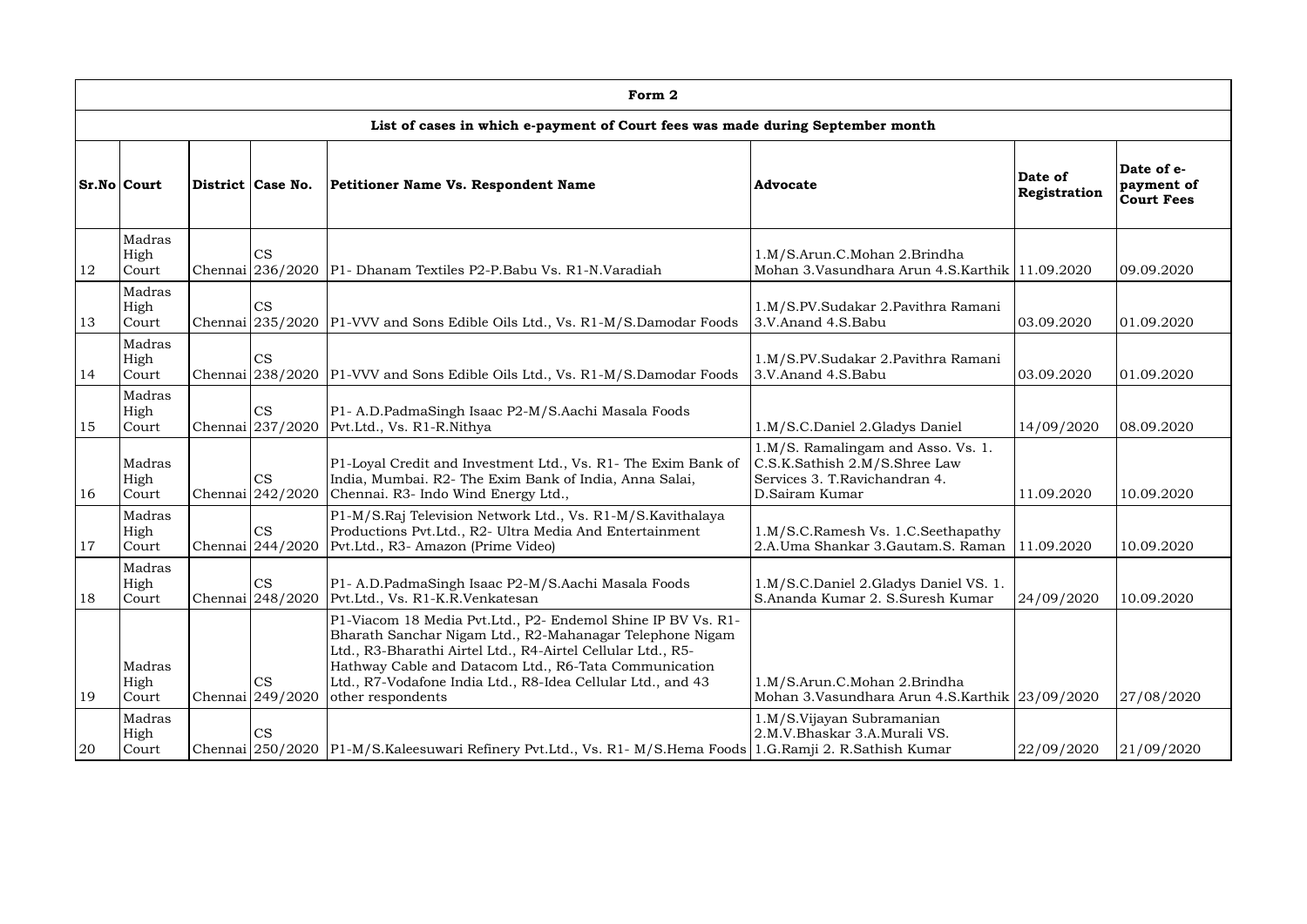| Form 2 | | | | | | | |
|---|---|---|---|---|---|---|---|
| **List of cases in which e-payment of Court fees was made during September month** | | | | | | | |
| **Sr.No** | **Court** | **District** | **Case No.** | **Petitioner Name Vs. Respondent Name** | **Advocate** | **Date of Registration** | **Date of e-payment of Court Fees** |
| 12 | Madras High Court | Chennai | CS 236/2020 | P1- Dhanam Textiles P2-P.Babu Vs. R1-N.Varadiah | 1.M/S.Arun.C.Mohan 2.Brindha Mohan 3.Vasundhara Arun 4.S.Karthik | 11.09.2020 | 09.09.2020 |
| 13 | Madras High Court | Chennai | CS 235/2020 | P1-VVV and Sons Edible Oils Ltd., Vs. R1-M/S.Damodar Foods | 1.M/S.PV.Sudakar 2.Pavithra Ramani 3.V.Anand 4.S.Babu | 03.09.2020 | 01.09.2020 |
| 14 | Madras High Court | Chennai | CS 238/2020 | P1-VVV and Sons Edible Oils Ltd., Vs. R1-M/S.Damodar Foods | 1.M/S.PV.Sudakar 2.Pavithra Ramani 3.V.Anand 4.S.Babu | 03.09.2020 | 01.09.2020 |
| 15 | Madras High Court | Chennai | CS 237/2020 | P1- A.D.PadmaSingh Isaac P2-M/S.Aachi Masala Foods Pvt.Ltd., Vs. R1-R.Nithya | 1.M/S.C.Daniel 2.Gladys Daniel | 14/09/2020 | 08.09.2020 |
| 16 | Madras High Court | Chennai | CS 242/2020 | P1-Loyal Credit and Investment Ltd., Vs. R1- The Exim Bank of India, Mumbai. R2- The Exim Bank of India, Anna Salai, Chennai. R3- Indo Wind Energy Ltd., | 1.M/S. Ramalingam and Asso. Vs. 1. C.S.K.Sathish 2.M/S.Shree Law Services 3. T.Ravichandran 4. D.Sairam Kumar | 11.09.2020 | 10.09.2020 |
| 17 | Madras High Court | Chennai | CS 244/2020 | P1-M/S.Raj Television Network Ltd., Vs. R1-M/S.Kavithalaya Productions Pvt.Ltd., R2- Ultra Media And Entertainment Pvt.Ltd., R3- Amazon (Prime Video) | 1.M/S.C.Ramesh Vs. 1.C.Seethapathy 2.A.Uma Shankar 3.Gautam.S. Raman | 11.09.2020 | 10.09.2020 |
| 18 | Madras High Court | Chennai | CS 248/2020 | P1- A.D.PadmaSingh Isaac P2-M/S.Aachi Masala Foods Pvt.Ltd., Vs. R1-K.R.Venkatesan | 1.M/S.C.Daniel 2.Gladys Daniel VS. 1. S.Ananda Kumar 2. S.Suresh Kumar | 24/09/2020 | 10.09.2020 |
| 19 | Madras High Court | Chennai | CS 249/2020 | P1-Viacom 18 Media Pvt.Ltd., P2- Endemol Shine IP BV Vs. R1-Bharath Sanchar Nigam Ltd., R2-Mahanagar Telephone Nigam Ltd., R3-Bharathi Airtel Ltd., R4-Airtel Cellular Ltd., R5-Hathway Cable and Datacom Ltd., R6-Tata Communication Ltd., R7-Vodafone India Ltd., R8-Idea Cellular Ltd., and 43 other respondents | 1.M/S.Arun.C.Mohan 2.Brindha Mohan 3.Vasundhara Arun 4.S.Karthik | 23/09/2020 | 27/08/2020 |
| 20 | Madras High Court | Chennai | CS 250/2020 | P1-M/S.Kaleesuwari Refinery Pvt.Ltd., Vs. R1- M/S.Hema Foods | 1.M/S.Vijayan Subramanian 2.M.V.Bhaskar 3.A.Murali VS. 1.G.Ramji 2. R.Sathish Kumar | 22/09/2020 | 21/09/2020 |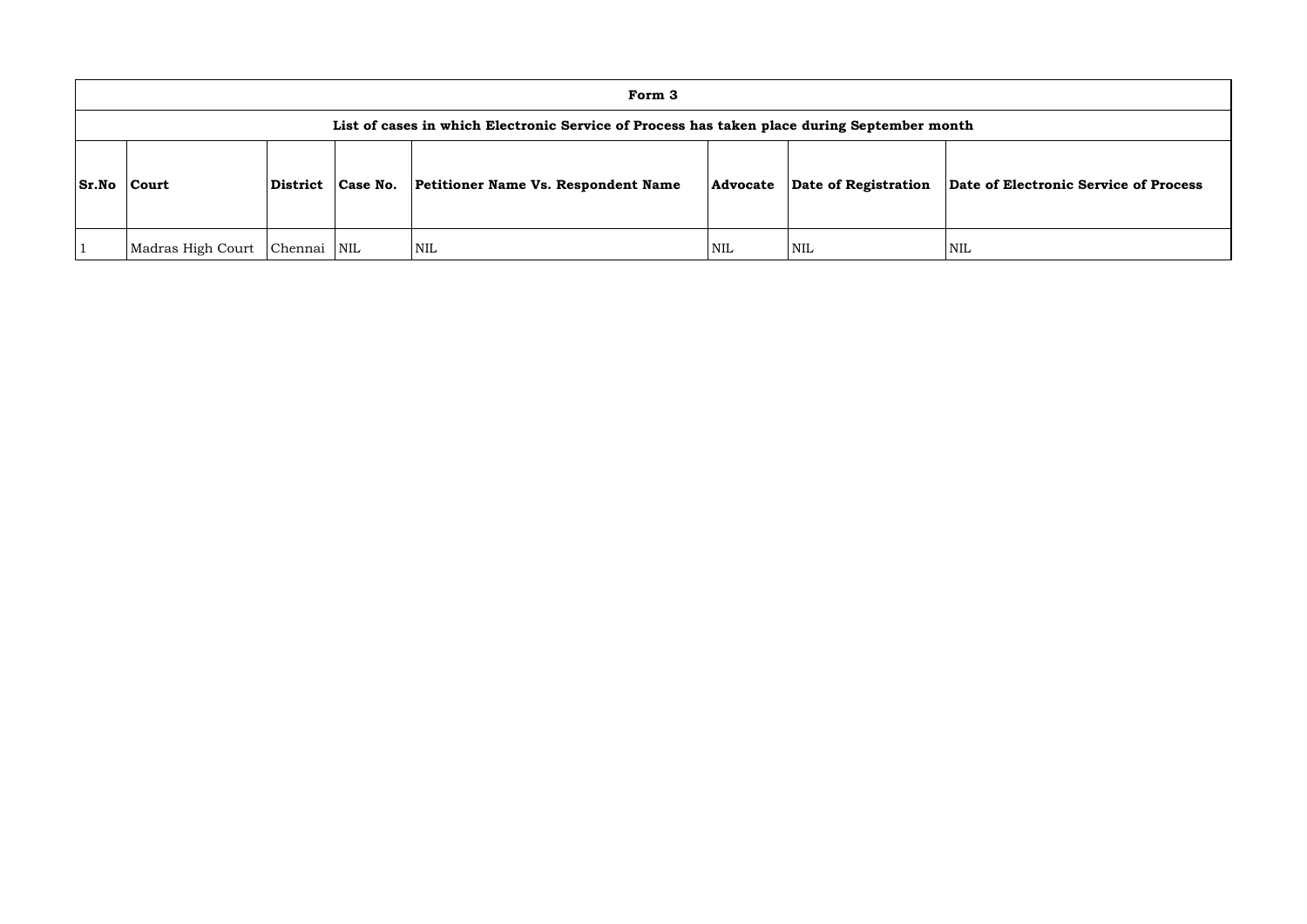| Form 3 | | | | | | | |
|---|---|---|---|---|---|---|---|
| **List of cases in which Electronic Service of Process has taken place during September month** | | | | | | | |
| **Sr.No** | **Court** | **District** | **Case No.** | **Petitioner Name Vs. Respondent Name** | **Advocate** | **Date of Registration** | **Date of Electronic Service of Process** |
| 1 | Madras High Court | Chennai | NIL | NIL | NIL | NIL | NIL |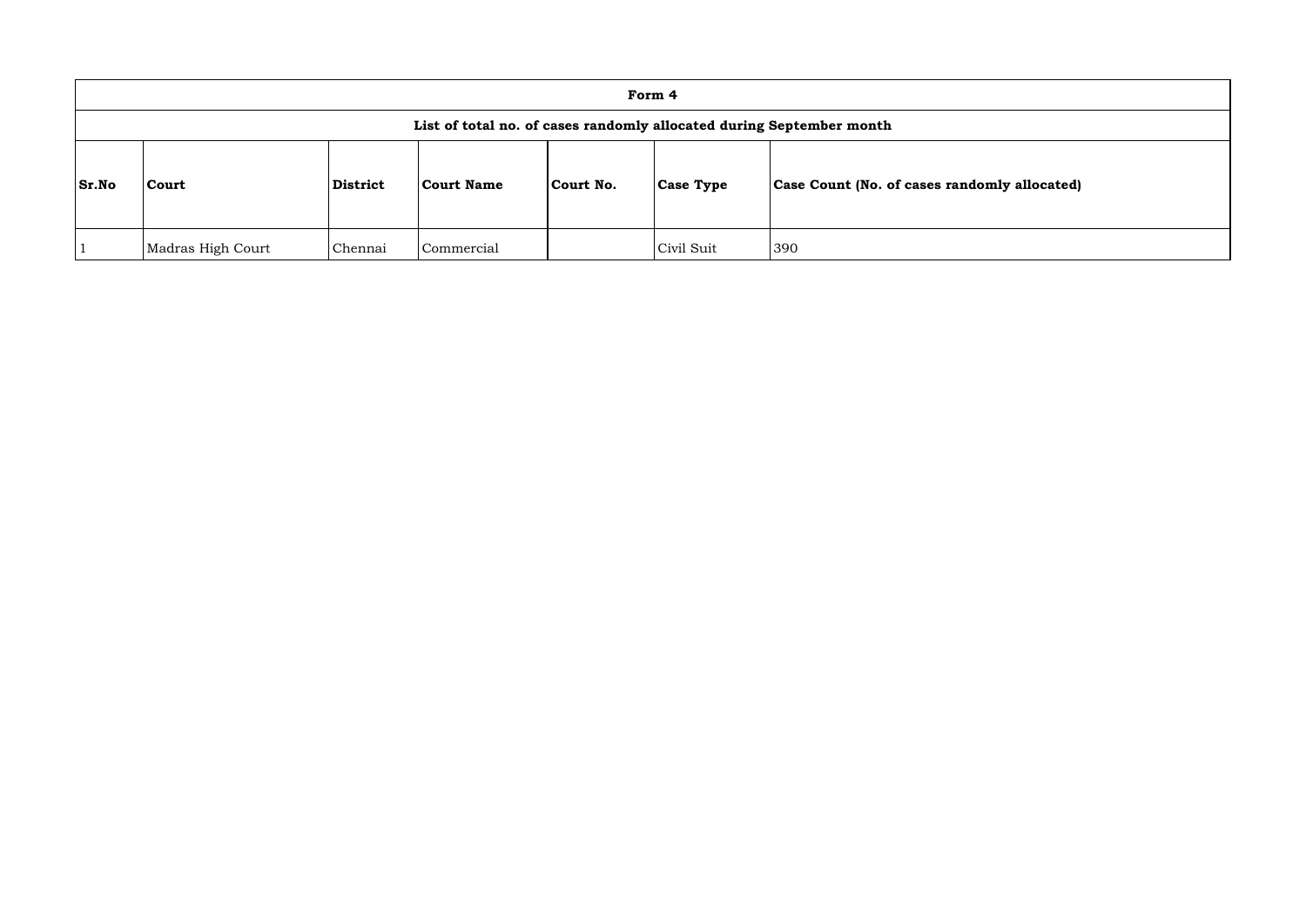| Form 4 | | | | | | |
|---|---|---|---|---|---|---|
| **List of total no. of cases randomly allocated during September month** | | | | | | |
| **Sr.No** | **Court** | **District** | **Court Name** | **Court No.** | **Case Type** | **Case Count (No. of cases randomly allocated)** |
| 1 | Madras High Court | Chennai | Commercial | | Civil Suit | 390 |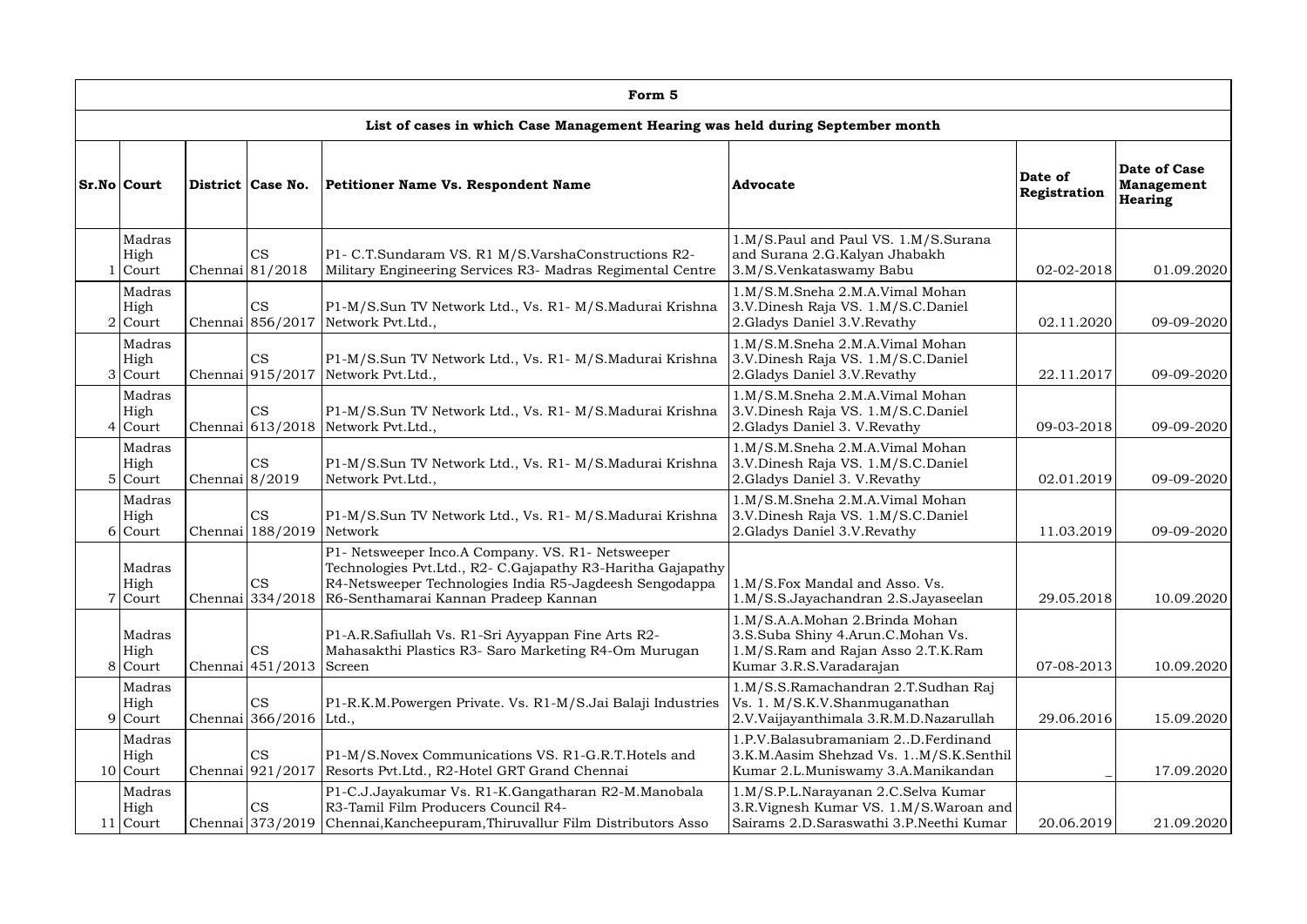## Form 5

### List of cases in which Case Management Hearing was held during September month

| Sr.No | Court | District | Case No. | Petitioner Name Vs. Respondent Name | Advocate | Date of Registration | Date of Case Management Hearing |
|---|---|---|---|---|---|---|---|
| 1 | Madras High Court | Chennai | CS 81/2018 | P1- C.T.Sundaram VS. R1 M/S.VarshaConstructions R2- Military Engineering Services R3- Madras Regimental Centre | 1.M/S.Paul and Paul VS. 1.M/S.Surana and Surana 2.G.Kalyan Jhabakh 3.M/S.Venkataswamy Babu | 02-02-2018 | 01.09.2020 |
| 2 | Madras High Court | Chennai | CS 856/2017 | P1-M/S.Sun TV Network Ltd., Vs. R1- M/S.Madurai Krishna Network Pvt.Ltd., | 1.M/S.M.Sneha 2.M.A.Vimal Mohan 3.V.Dinesh Raja VS. 1.M/S.C.Daniel 2.Gladys Daniel 3.V.Revathy | 02.11.2020 | 09-09-2020 |
| 3 | Madras High Court | Chennai | CS 915/2017 | P1-M/S.Sun TV Network Ltd., Vs. R1- M/S.Madurai Krishna Network Pvt.Ltd., | 1.M/S.M.Sneha 2.M.A.Vimal Mohan 3.V.Dinesh Raja VS. 1.M/S.C.Daniel 2.Gladys Daniel 3.V.Revathy | 22.11.2017 | 09-09-2020 |
| 4 | Madras High Court | Chennai | CS 613/2018 | P1-M/S.Sun TV Network Ltd., Vs. R1- M/S.Madurai Krishna Network Pvt.Ltd., | 1.M/S.M.Sneha 2.M.A.Vimal Mohan 3.V.Dinesh Raja VS. 1.M/S.C.Daniel 2.Gladys Daniel 3. V.Revathy | 09-03-2018 | 09-09-2020 |
| 5 | Madras High Court | Chennai | CS 8/2019 | P1-M/S.Sun TV Network Ltd., Vs. R1- M/S.Madurai Krishna Network Pvt.Ltd., | 1.M/S.M.Sneha 2.M.A.Vimal Mohan 3.V.Dinesh Raja VS. 1.M/S.C.Daniel 2.Gladys Daniel 3. V.Revathy | 02.01.2019 | 09-09-2020 |
| 6 | Madras High Court | Chennai | CS 188/2019 | P1-M/S.Sun TV Network Ltd., Vs. R1- M/S.Madurai Krishna Network | 1.M/S.M.Sneha 2.M.A.Vimal Mohan 3.V.Dinesh Raja VS. 1.M/S.C.Daniel 2.Gladys Daniel 3.V.Revathy | 11.03.2019 | 09-09-2020 |
| 7 | Madras High Court | Chennai | CS 334/2018 | P1- Netsweeper Inco.A Company. VS. R1- Netsweeper Technologies Pvt.Ltd., R2- C.Gajapathy R3-Haritha Gajapathy R4-Netsweeper Technologies India R5-Jagdeesh Sengodappa R6-Senthamarai Kannan Pradeep Kannan | 1.M/S.Fox Mandal and Asso. Vs. 1.M/S.S.Jayachandran 2.S.Jayaseelan | 29.05.2018 | 10.09.2020 |
| 8 | Madras High Court | Chennai | CS 451/2013 | P1-A.R.Safiullah Vs. R1-Sri Ayyappan Fine Arts R2- Mahasakthi Plastics R3- Saro Marketing R4-Om Murugan Screen | 1.M/S.A.A.Mohan 2.Brinda Mohan 3.S.Suba Shiny 4.Arun.C.Mohan Vs. 1.M/S.Ram and Rajan Asso 2.T.K.Ram Kumar 3.R.S.Varadarajan | 07-08-2013 | 10.09.2020 |
| 9 | Madras High Court | Chennai | CS 366/2016 | P1-R.K.M.Powergen Private. Vs. R1-M/S.Jai Balaji Industries Ltd., | 1.M/S.S.Ramachandran 2.T.Sudhan Raj Vs. 1. M/S.K.V.Shanmuganathan 2.V.Vaijayanthimala 3.R.M.D.Nazarullah | 29.06.2016 | 15.09.2020 |
| 10 | Madras High Court | Chennai | CS 921/2017 | P1-M/S.Novex Communications VS. R1-G.R.T.Hotels and Resorts Pvt.Ltd., R2-Hotel GRT Grand Chennai | 1.P.V.Balasubramaniam 2..D.Ferdinand 3.K.M.Aasim Shehzad Vs. 1..M/S.K.Senthil Kumar 2.L.Muniswamy 3.A.Manikandan | _ | 17.09.2020 |
| 11 | Madras High Court | Chennai | CS 373/2019 | P1-C.J.Jayakumar Vs. R1-K.Gangatharan R2-M.Manobala R3-Tamil Film Producers Council R4- Chennai,Kancheepuram,Thiruvallur Film Distributors Asso | 1.M/S.P.L.Narayanan 2.C.Selva Kumar 3.R.Vignesh Kumar VS. 1.M/S.Waroan and Sairams 2.D.Saraswathi 3.P.Neethi Kumar | 20.06.2019 | 21.09.2020 |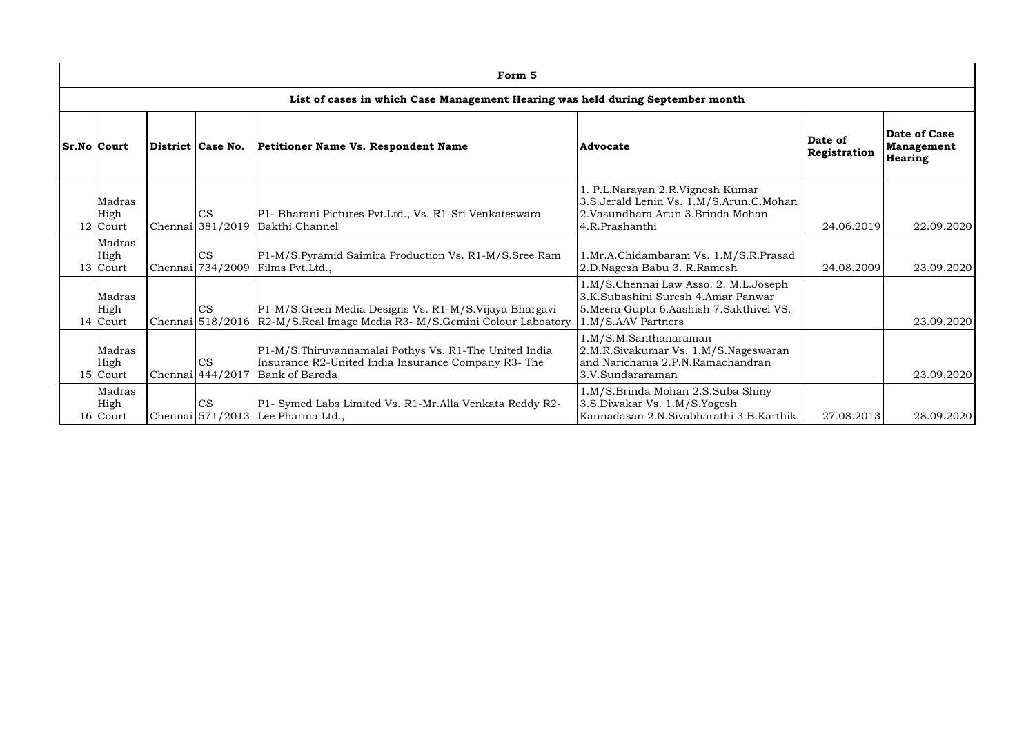| Form 5 | | | | | | | |
|---|---|---|---|---|---|---|---|
| **List of cases in which Case Management Hearing was held during September month** | | | | | | | |
| **Sr.No** | **Court** | **District** | **Case No.** | **Petitioner Name Vs. Respondent Name** | **Advocate** | **Date of Registration** | **Date of Case Management Hearing** |
| 12 | Madras High Court | Chennai | CS 381/2019 | P1- Bharani Pictures Pvt.Ltd., Vs. R1-Sri Venkateswara Bakthi Channel | 1. P.L.Narayan 2.R.Vignesh Kumar 3.S.Jerald Lenin Vs. 1.M/S.Arun.C.Mohan 2.Vasundhara Arun 3.Brinda Mohan 4.R.Prashanthi | 24.06.2019 | 22.09.2020 |
| 13 | Madras High Court | Chennai | CS 734/2009 | P1-M/S.Pyramid Saimira Production Vs. R1-M/S.Sree Ram Films Pvt.Ltd., | 1.Mr.A.Chidambaram Vs. 1.M/S.R.Prasad 2.D.Nagesh Babu 3. R.Ramesh | 24.08.2009 | 23.09.2020 |
| 14 | Madras High Court | Chennai | CS 518/2016 | P1-M/S.Green Media Designs Vs. R1-M/S.Vijaya Bhargavi R2-M/S.Real Image Media R3- M/S.Gemini Colour Laboatory | 1.M/S.Chennai Law Asso. 2. M.L.Joseph 3.K.Subashini Suresh 4.Amar Panwar 5.Meera Gupta 6.Aashish 7.Sakthivel VS. 1.M/S.AAV Partners | _ | 23.09.2020 |
| 15 | Madras High Court | Chennai | CS 444/2017 | P1-M/S.Thiruvannamalai Pothys Vs. R1-The United India Insurance R2-United India Insurance Company R3- The Bank of Baroda | 1.M/S.M.Santhanaraman 2.M.R.Sivakumar Vs. 1.M/S.Nageswaran and Narichania 2.P.N.Ramachandran 3.V.Sundararaman | _ | 23.09.2020 |
| 16 | Madras High Court | Chennai | CS 571/2013 | P1- Symed Labs Limited Vs. R1-Mr.Alla Venkata Reddy R2-Lee Pharma Ltd., | 1.M/S.Brinda Mohan 2.S.Suba Shiny 3.S.Diwakar Vs. 1.M/S.Yogesh Kannadasan 2.N.Sivabharathi 3.B.Karthik | 27.08.2013 | 28.09.2020 |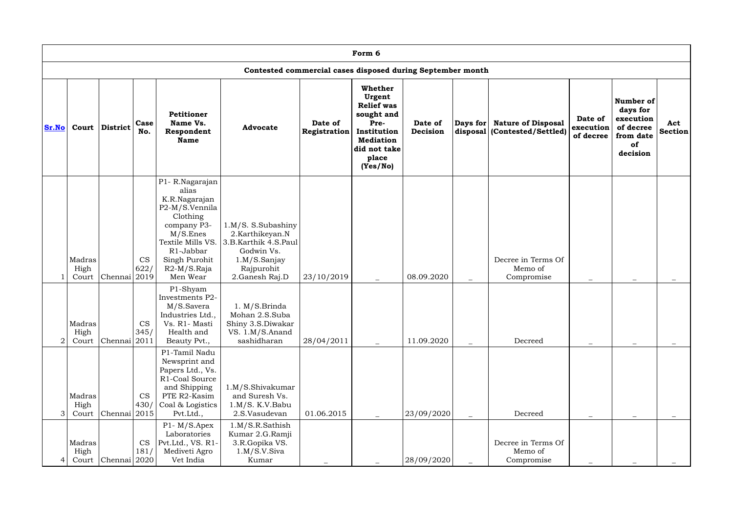| Form 6 | | | | | | | | | | | | | |
|---|---|---|---|---|---|---|---|---|---|---|---|---|---|
| Contested commercial cases disposed during September month | | | | | | | | | | | | | |
| Sr.No | Court | District | Case No. | Petitioner Name Vs. Respondent Name | Advocate | Date of Registration | Whether Urgent Relief was sought and Pre-Institution Mediation did not take place (Yes/No) | Date of Decision | Days for disposal | Nature of Disposal (Contested/Settled) | Date of execution of decree | Number of days for execution of decree from date of decision | Act Section |
| 1 | Madras High Court | Chennai | CS 622/ 2019 | P1- R.Nagarajan alias K.R.Nagarajan P2-M/S.Vennila Clothing company P3-M/S.Enes Textile Mills VS. R1-Jabbar Singh Purohit R2-M/S.Raja Men Wear | 1.M/S. S.Subashiny 2.Karthikeyan.N 3.B.Karthik 4.S.Paul Godwin Vs. 1.M/S.Sanjay Rajpurohit 2.Ganesh Raj.D | 23/10/2019 | _ | 08.09.2020 | _ | Decree in Terms Of Memo of Compromise | _ | _ | _ |
| 2 | Madras High Court | Chennai | CS 345/ 2011 | P1-Shyam Investments P2-M/S.Savera Industries Ltd., Vs. R1- Masti Health and Beauty Pvt., | 1. M/S.Brinda Mohan 2.S.Suba Shiny 3.S.Diwakar VS. 1.M/S.Anand sashidharan | 28/04/2011 | _ | 11.09.2020 | _ | Decreed | _ | _ | _ |
| 3 | Madras High Court | Chennai | CS 430/ 2015 | P1-Tamil Nadu Newsprint and Papers Ltd., Vs. R1-Coal Source and Shipping PTE R2-Kasim Coal & Logistics Pvt.Ltd., | 1.M/S.Shivakumar and Suresh Vs. 1.M/S. K.V.Babu 2.S.Vasudevan | 01.06.2015 | _ | 23/09/2020 | _ | Decreed | _ | _ | _ |
| 4 | Madras High Court | Chennai | CS 181/ 2020 | P1- M/S.Apex Laboratories Pvt.Ltd., VS. R1-Mediveti Agro Vet India | 1.M/S.R.Sathish Kumar 2.G.Ramji 3.R.Gopika VS. 1.M/S.V.Siva Kumar | _ | _ | 28/09/2020 | _ | Decree in Terms Of Memo of Compromise | _ | _ | _ |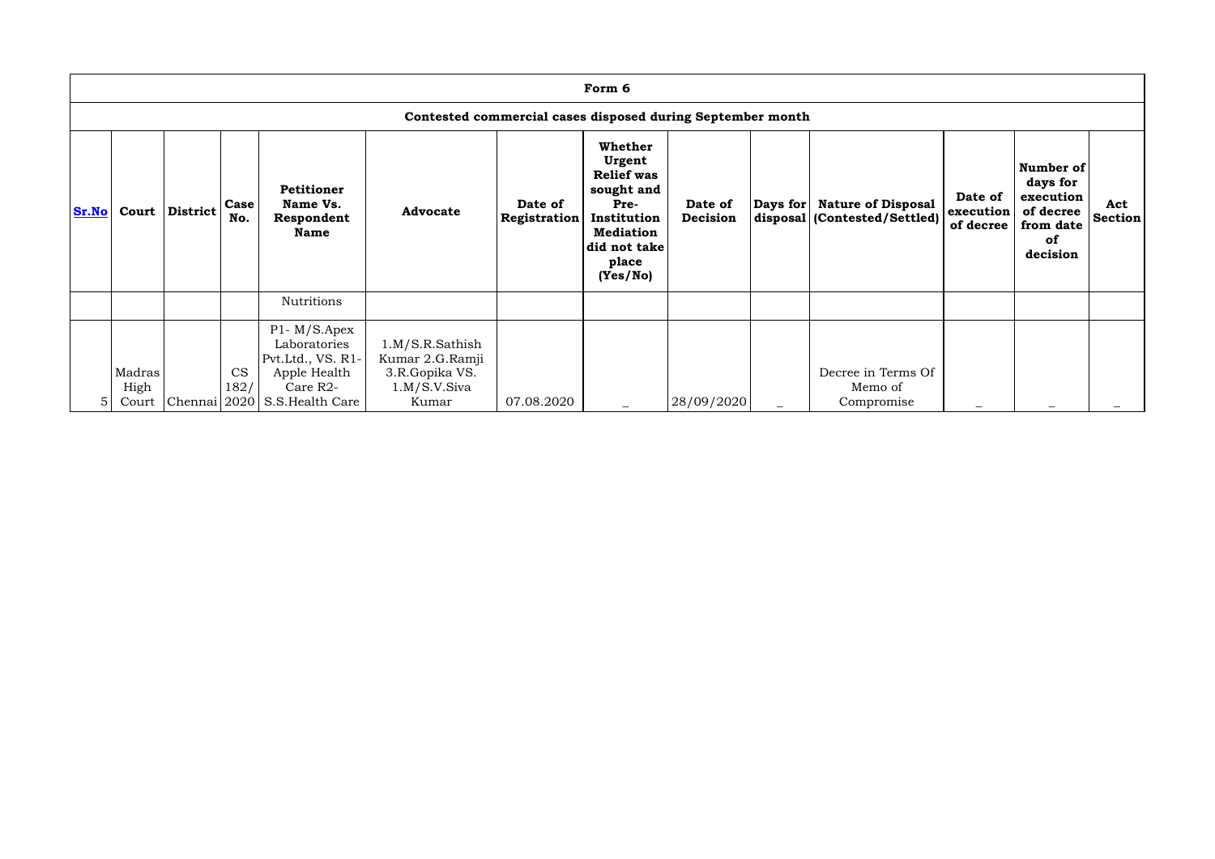| Form 6 | | | | | | | | | | | | | |
|---|---|---|---|---|---|---|---|---|---|---|---|---|---|
| **Contested commercial cases disposed during September month** | | | | | | | | | | | | | |
| **Sr.No** | **Court** | **District** | **Case No.** | **Petitioner Name Vs. Respondent Name** | **Advocate** | **Date of Registration** | **Whether Urgent Relief was sought and Pre-Institution Mediation did not take place (Yes/No)** | **Date of Decision** | **Days for disposal** | **Nature of Disposal (Contested/Settled)** | **Date of execution of decree** | **Number of days for execution of decree from date of decision** | **Act Section** |
| | | | | Nutritions | | | | | | | | | |
| 5 | Madras High Court | Chennai | CS 182/ 2020 | P1- M/S.Apex Laboratories Pvt.Ltd., VS. R1- Apple Health Care R2- S.S.Health Care | 1.M/S.R.Sathish Kumar 2.G.Ramji 3.R.Gopika VS. 1.M/S.V.Siva Kumar | 07.08.2020 | _ | 28/09/2020 | _ | Decree in Terms Of Memo of Compromise | _ | _ | _ |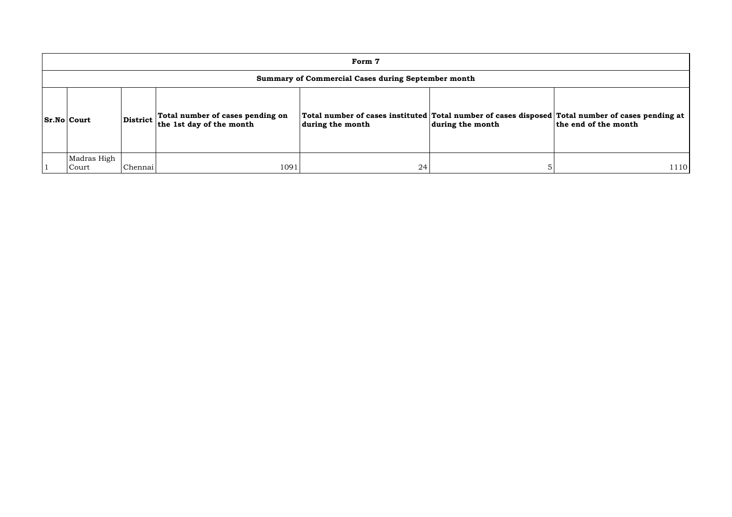## Form 7

### Summary of Commercial Cases during September month

| Sr.No | Court | District | Total number of cases pending on the 1st day of the month | Total number of cases instituted during the month | Total number of cases disposed during the month | Total number of cases pending at the end of the month |
|---|---|---|---|---|---|---|
| 1 | Madras High Court | Chennai | 1091 | 24 | 5 | 1110 |